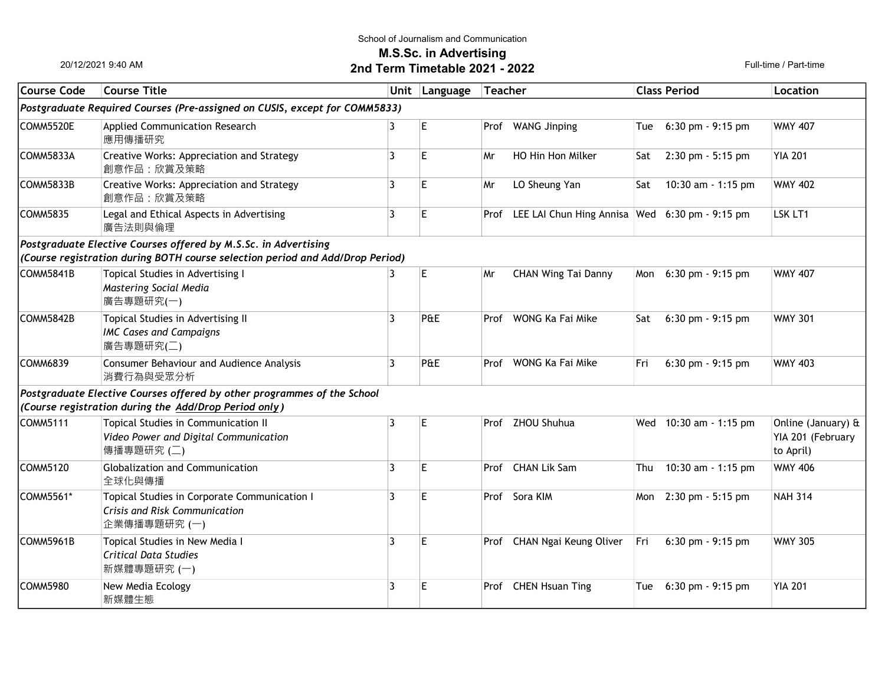School of Journalism and Communication

# M.S.Sc. in Advertising

## 2nd Term Timetable 2021 - 2022

20/12/2021 9:40 AM

Full-time / Part-time

| Course Code | Course Title | Unit | Language | Teacher | Class Period | Location |
|---|---|---|---|---|---|---|
| ***Postgraduate Required Courses (Pre-assigned on CUSIS, except for COMM5833)*** | | | | | | |
| COMM5520E | Applied Communication Research<br>應用傳播研究 | 3 | E | Prof WANG Jinping | Tue 6:30 pm - 9:15 pm | WMY 407 |
| COMM5833A | Creative Works: Appreciation and Strategy<br>創意作品：欣賞及策略 | 3 | E | Mr HO Hin Hon Milker | Sat 2:30 pm - 5:15 pm | YIA 201 |
| COMM5833B | Creative Works: Appreciation and Strategy<br>創意作品：欣賞及策略 | 3 | E | Mr LO Sheung Yan | Sat 10:30 am - 1:15 pm | WMY 402 |
| COMM5835 | Legal and Ethical Aspects in Advertising<br>廣告法則與倫理 | 3 | E | Prof LEE LAI Chun Hing Annisa | Wed 6:30 pm - 9:15 pm | LSK LT1 |
| ***Postgraduate Elective Courses offered by M.S.Sc. in Advertising (Course registration during BOTH course selection period and Add/Drop Period)*** | | | | | | |
| COMM5841B | Topical Studies in Advertising I<br>*Mastering Social Media*<br>廣告專題研究(一) | 3 | E | Mr CHAN Wing Tai Danny | Mon 6:30 pm - 9:15 pm | WMY 407 |
| COMM5842B | Topical Studies in Advertising II<br>*IMC Cases and Campaigns*<br>廣告專題研究(二) | 3 | P&E | Prof WONG Ka Fai Mike | Sat 6:30 pm - 9:15 pm | WMY 301 |
| COMM6839 | Consumer Behaviour and Audience Analysis<br>消費行為與受眾分析 | 3 | P&E | Prof WONG Ka Fai Mike | Fri 6:30 pm - 9:15 pm | WMY 403 |
| ***Postgraduate Elective Courses offered by other programmes of the School (Course registration during the Add/Drop Period only)*** | | | | | | |
| COMM5111 | Topical Studies in Communication II<br>*Video Power and Digital Communication*<br>傳播專題研究 (二) | 3 | E | Prof ZHOU Shuhua | Wed 10:30 am - 1:15 pm | Online (January) & YIA 201 (February to April) |
| COMM5120 | Globalization and Communication<br>全球化與傳播 | 3 | E | Prof CHAN Lik Sam | Thu 10:30 am - 1:15 pm | WMY 406 |
| COMM5561* | Topical Studies in Corporate Communication I<br>*Crisis and Risk Communication*<br>企業傳播專題研究 (一) | 3 | E | Prof Sora KIM | Mon 2:30 pm - 5:15 pm | NAH 314 |
| COMM5961B | Topical Studies in New Media I<br>*Critical Data Studies*<br>新媒體專題研究 (一) | 3 | E | Prof CHAN Ngai Keung Oliver | Fri 6:30 pm - 9:15 pm | WMY 305 |
| COMM5980 | New Media Ecology<br>新媒體生態 | 3 | E | Prof CHEN Hsuan Ting | Tue 6:30 pm - 9:15 pm | YIA 201 |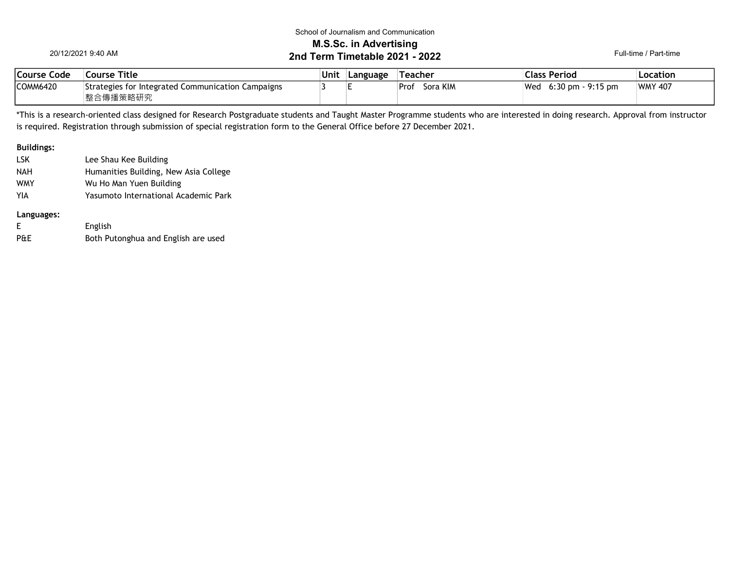School of Journalism and Communication

## M.S.Sc. in Advertising

## 2nd Term Timetable 2021 - 2022

20/12/2021 9:40 AM

Full-time / Part-time

| Course Code | Course Title | Unit | Language | Teacher | Class Period | Location |
|---|---|---|---|---|---|---|
| COMM6420 | Strategies for Integrated Communication Campaigns 整合傳播策略研究 | 3 | E | Prof Sora KIM | Wed 6:30 pm - 9:15 pm | WMY 407 |

*This is a research-oriented class designed for Research Postgraduate students and Taught Master Programme students who are interested in doing research. Approval from instructor is required. Registration through submission of special registration form to the General Office before 27 December 2021.

**Buildings:**

| | |
|---|---|
| LSK | Lee Shau Kee Building |
| NAH | Humanities Building, New Asia College |
| WMY | Wu Ho Man Yuen Building |
| YIA | Yasumoto International Academic Park |

**Languages:**

| | |
|---|---|
| E | English |
| P&E | Both Putonghua and English are used |